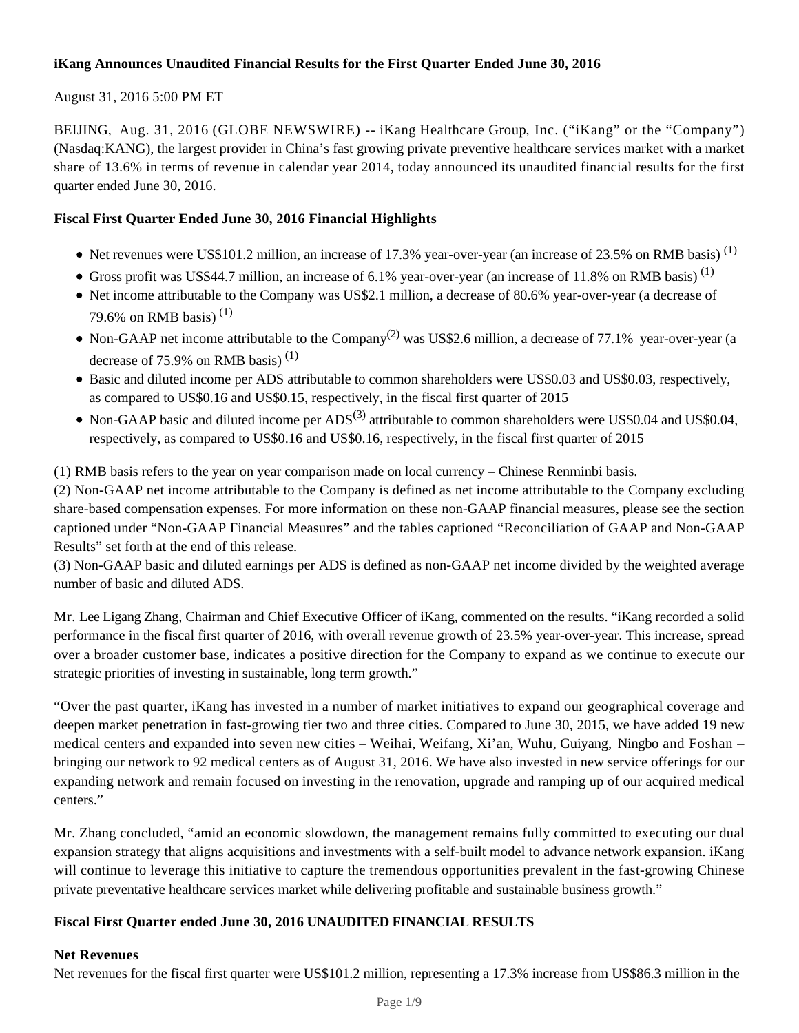**iKang Announces Unaudited Financial Results for the First Quarter Ended June 30, 2016**

August 31, 2016 5:00 PM ET

BEIJING, Aug. 31, 2016 (GLOBE NEWSWIRE) -- iKang Healthcare Group, Inc. ("iKang" or the "Company") (Nasdaq:KANG), the largest provider in China's fast growing private preventive healthcare services market with a market share of 13.6% in terms of revenue in calendar year 2014, today announced its unaudited financial results for the first quarter ended June 30, 2016.

**Fiscal First Quarter Ended June 30, 2016 Financial Highlights**

- Net revenues were US$101.2 million, an increase of 17.3% year-over-year (an increase of 23.5% on RMB basis) (1)
- Gross profit was US$44.7 million, an increase of 6.1% year-over-year (an increase of 11.8% on RMB basis) (1)
- Net income attributable to the Company was US$2.1 million, a decrease of 80.6% year-over-year (a decrease of 79.6% on RMB basis) (1)
- Non-GAAP net income attributable to the Company(2) was US$2.6 million, a decrease of 77.1% year-over-year (a decrease of 75.9% on RMB basis) (1)
- Basic and diluted income per ADS attributable to common shareholders were US$0.03 and US$0.03, respectively, as compared to US$0.16 and US$0.15, respectively, in the fiscal first quarter of 2015
- Non-GAAP basic and diluted income per ADS(3) attributable to common shareholders were US$0.04 and US$0.04, respectively, as compared to US$0.16 and US$0.16, respectively, in the fiscal first quarter of 2015

(1) RMB basis refers to the year on year comparison made on local currency – Chinese Renminbi basis.
(2) Non-GAAP net income attributable to the Company is defined as net income attributable to the Company excluding share-based compensation expenses. For more information on these non-GAAP financial measures, please see the section captioned under "Non-GAAP Financial Measures" and the tables captioned "Reconciliation of GAAP and Non-GAAP Results" set forth at the end of this release.
(3) Non-GAAP basic and diluted earnings per ADS is defined as non-GAAP net income divided by the weighted average number of basic and diluted ADS.

Mr. Lee Ligang Zhang, Chairman and Chief Executive Officer of iKang, commented on the results. "iKang recorded a solid performance in the fiscal first quarter of 2016, with overall revenue growth of 23.5% year-over-year. This increase, spread over a broader customer base, indicates a positive direction for the Company to expand as we continue to execute our strategic priorities of investing in sustainable, long term growth."

"Over the past quarter, iKang has invested in a number of market initiatives to expand our geographical coverage and deepen market penetration in fast-growing tier two and three cities. Compared to June 30, 2015, we have added 19 new medical centers and expanded into seven new cities – Weihai, Weifang, Xi'an, Wuhu, Guiyang, Ningbo and Foshan – bringing our network to 92 medical centers as of August 31, 2016. We have also invested in new service offerings for our expanding network and remain focused on investing in the renovation, upgrade and ramping up of our acquired medical centers."

Mr. Zhang concluded, "amid an economic slowdown, the management remains fully committed to executing our dual expansion strategy that aligns acquisitions and investments with a self-built model to advance network expansion. iKang will continue to leverage this initiative to capture the tremendous opportunities prevalent in the fast-growing Chinese private preventative healthcare services market while delivering profitable and sustainable business growth."

**Fiscal First Quarter ended June 30, 2016 UNAUDITED FINANCIAL RESULTS**

**Net Revenues**
Net revenues for the fiscal first quarter were US$101.2 million, representing a 17.3% increase from US$86.3 million in the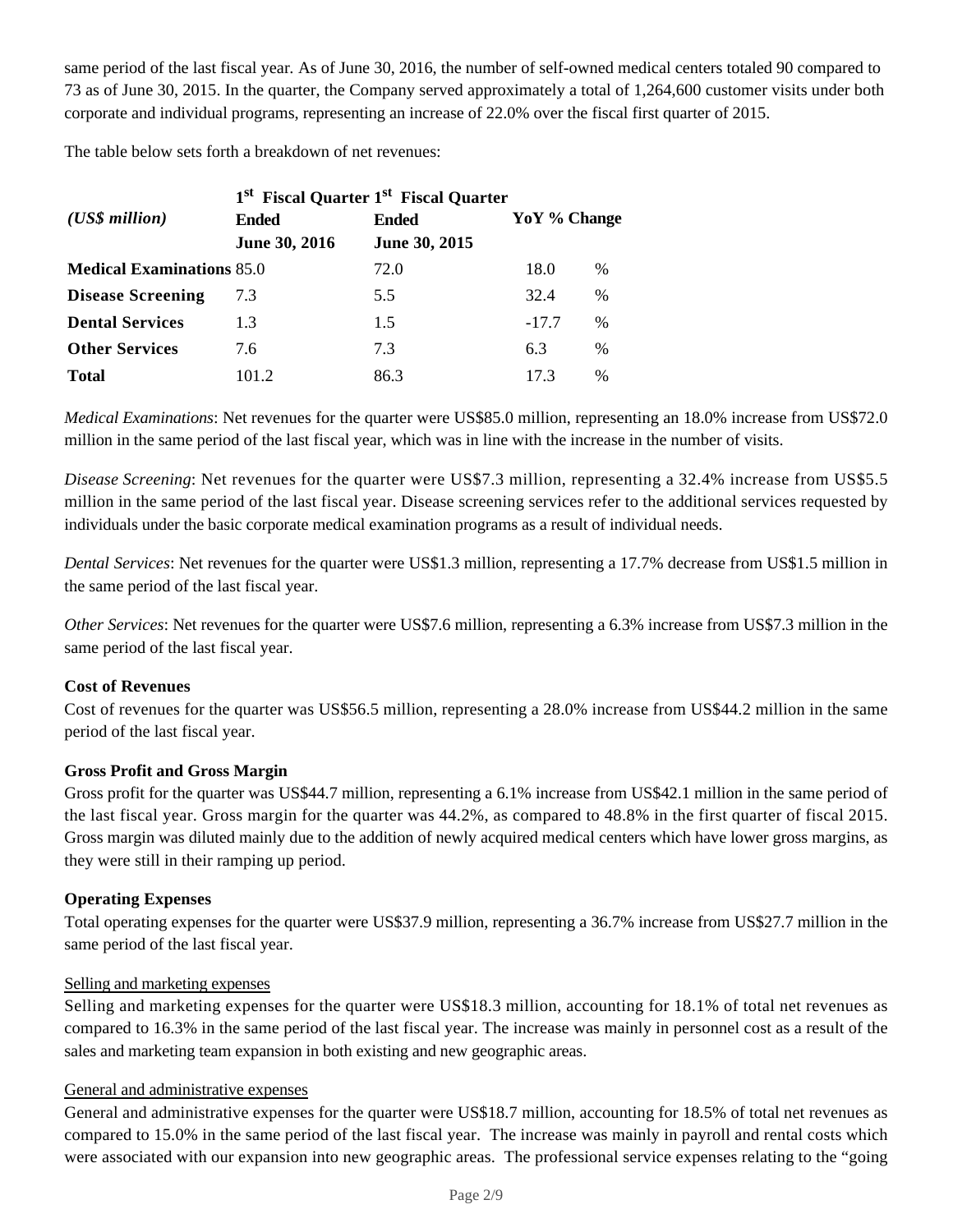same period of the last fiscal year. As of June 30, 2016, the number of self-owned medical centers totaled 90 compared to 73 as of June 30, 2015. In the quarter, the Company served approximately a total of 1,264,600 customer visits under both corporate and individual programs, representing an increase of 22.0% over the fiscal first quarter of 2015.

The table below sets forth a breakdown of net revenues:

| *(US$ million)* | 1st Fiscal Quarter Ended June 30, 2016 | 1st Fiscal Quarter Ended June 30, 2015 | YoY % Change | |
|---|---|---|---|---|
| **Medical Examinations** | 85.0 | 72.0 | 18.0 | % |
| **Disease Screening** | 7.3 | 5.5 | 32.4 | % |
| **Dental Services** | 1.3 | 1.5 | -17.7 | % |
| **Other Services** | 7.6 | 7.3 | 6.3 | % |
| **Total** | 101.2 | 86.3 | 17.3 | % |

*Medical Examinations*: Net revenues for the quarter were US$85.0 million, representing an 18.0% increase from US$72.0 million in the same period of the last fiscal year, which was in line with the increase in the number of visits.

*Disease Screening*: Net revenues for the quarter were US$7.3 million, representing a 32.4% increase from US$5.5 million in the same period of the last fiscal year. Disease screening services refer to the additional services requested by individuals under the basic corporate medical examination programs as a result of individual needs.

*Dental Services*: Net revenues for the quarter were US$1.3 million, representing a 17.7% decrease from US$1.5 million in the same period of the last fiscal year.

*Other Services*: Net revenues for the quarter were US$7.6 million, representing a 6.3% increase from US$7.3 million in the same period of the last fiscal year.

**Cost of Revenues**

Cost of revenues for the quarter was US$56.5 million, representing a 28.0% increase from US$44.2 million in the same period of the last fiscal year.

**Gross Profit and Gross Margin**

Gross profit for the quarter was US$44.7 million, representing a 6.1% increase from US$42.1 million in the same period of the last fiscal year. Gross margin for the quarter was 44.2%, as compared to 48.8% in the first quarter of fiscal 2015. Gross margin was diluted mainly due to the addition of newly acquired medical centers which have lower gross margins, as they were still in their ramping up period.

**Operating Expenses**

Total operating expenses for the quarter were US$37.9 million, representing a 36.7% increase from US$27.7 million in the same period of the last fiscal year.

Selling and marketing expenses

Selling and marketing expenses for the quarter were US$18.3 million, accounting for 18.1% of total net revenues as compared to 16.3% in the same period of the last fiscal year. The increase was mainly in personnel cost as a result of the sales and marketing team expansion in both existing and new geographic areas.

General and administrative expenses

General and administrative expenses for the quarter were US$18.7 million, accounting for 18.5% of total net revenues as compared to 15.0% in the same period of the last fiscal year. The increase was mainly in payroll and rental costs which were associated with our expansion into new geographic areas. The professional service expenses relating to the "going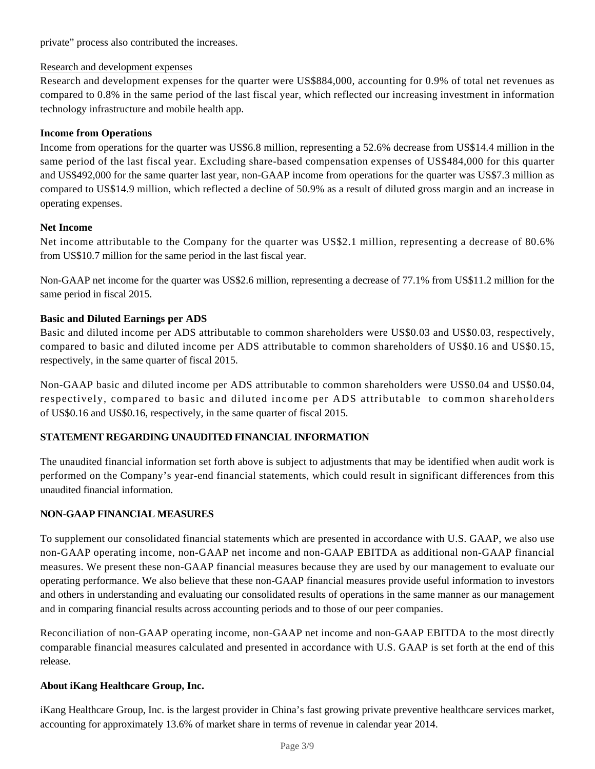private" process also contributed the increases.

Research and development expenses

Research and development expenses for the quarter were US$884,000, accounting for 0.9% of total net revenues as compared to 0.8% in the same period of the last fiscal year, which reflected our increasing investment in information technology infrastructure and mobile health app.

**Income from Operations**

Income from operations for the quarter was US$6.8 million, representing a 52.6% decrease from US$14.4 million in the same period of the last fiscal year. Excluding share-based compensation expenses of US$484,000 for this quarter and US$492,000 for the same quarter last year, non-GAAP income from operations for the quarter was US$7.3 million as compared to US$14.9 million, which reflected a decline of 50.9% as a result of diluted gross margin and an increase in operating expenses.

**Net Income**

Net income attributable to the Company for the quarter was US$2.1 million, representing a decrease of 80.6% from US$10.7 million for the same period in the last fiscal year.

Non-GAAP net income for the quarter was US$2.6 million, representing a decrease of 77.1% from US$11.2 million for the same period in fiscal 2015.

**Basic and Diluted Earnings per ADS**

Basic and diluted income per ADS attributable to common shareholders were US$0.03 and US$0.03, respectively, compared to basic and diluted income per ADS attributable to common shareholders of US$0.16 and US$0.15, respectively, in the same quarter of fiscal 2015.

Non-GAAP basic and diluted income per ADS attributable to common shareholders were US$0.04 and US$0.04, respectively, compared to basic and diluted income per ADS attributable to common shareholders of US$0.16 and US$0.16, respectively, in the same quarter of fiscal 2015.

**STATEMENT REGARDING UNAUDITED FINANCIAL INFORMATION**

The unaudited financial information set forth above is subject to adjustments that may be identified when audit work is performed on the Company's year-end financial statements, which could result in significant differences from this unaudited financial information.

**NON-GAAP FINANCIAL MEASURES**

To supplement our consolidated financial statements which are presented in accordance with U.S. GAAP, we also use non-GAAP operating income, non-GAAP net income and non-GAAP EBITDA as additional non-GAAP financial measures. We present these non-GAAP financial measures because they are used by our management to evaluate our operating performance. We also believe that these non-GAAP financial measures provide useful information to investors and others in understanding and evaluating our consolidated results of operations in the same manner as our management and in comparing financial results across accounting periods and to those of our peer companies.

Reconciliation of non-GAAP operating income, non-GAAP net income and non-GAAP EBITDA to the most directly comparable financial measures calculated and presented in accordance with U.S. GAAP is set forth at the end of this release.

**About iKang Healthcare Group, Inc.**

iKang Healthcare Group, Inc. is the largest provider in China's fast growing private preventive healthcare services market, accounting for approximately 13.6% of market share in terms of revenue in calendar year 2014.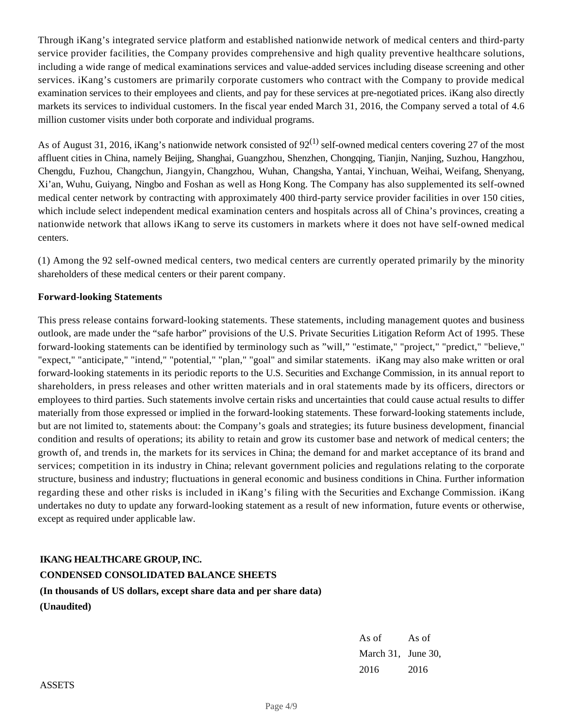Through iKang's integrated service platform and established nationwide network of medical centers and third-party service provider facilities, the Company provides comprehensive and high quality preventive healthcare solutions, including a wide range of medical examinations services and value-added services including disease screening and other services. iKang's customers are primarily corporate customers who contract with the Company to provide medical examination services to their employees and clients, and pay for these services at pre-negotiated prices. iKang also directly markets its services to individual customers. In the fiscal year ended March 31, 2016, the Company served a total of 4.6 million customer visits under both corporate and individual programs.

As of August 31, 2016, iKang's nationwide network consisted of 92[(1)] self-owned medical centers covering 27 of the most affluent cities in China, namely Beijing, Shanghai, Guangzhou, Shenzhen, Chongqing, Tianjin, Nanjing, Suzhou, Hangzhou, Chengdu, Fuzhou, Changchun, Jiangyin, Changzhou, Wuhan, Changsha, Yantai, Yinchuan, Weihai, Weifang, Shenyang, Xi'an, Wuhu, Guiyang, Ningbo and Foshan as well as Hong Kong. The Company has also supplemented its self-owned medical center network by contracting with approximately 400 third-party service provider facilities in over 150 cities, which include select independent medical examination centers and hospitals across all of China's provinces, creating a nationwide network that allows iKang to serve its customers in markets where it does not have self-owned medical centers.

(1) Among the 92 self-owned medical centers, two medical centers are currently operated primarily by the minority shareholders of these medical centers or their parent company.

**Forward-looking Statements**

This press release contains forward-looking statements. These statements, including management quotes and business outlook, are made under the "safe harbor" provisions of the U.S. Private Securities Litigation Reform Act of 1995. These forward-looking statements can be identified by terminology such as "will," "estimate," "project," "predict," "believe," "expect," "anticipate," "intend," "potential," "plan," "goal" and similar statements. iKang may also make written or oral forward-looking statements in its periodic reports to the U.S. Securities and Exchange Commission, in its annual report to shareholders, in press releases and other written materials and in oral statements made by its officers, directors or employees to third parties. Such statements involve certain risks and uncertainties that could cause actual results to differ materially from those expressed or implied in the forward-looking statements. These forward-looking statements include, but are not limited to, statements about: the Company's goals and strategies; its future business development, financial condition and results of operations; its ability to retain and grow its customer base and network of medical centers; the growth of, and trends in, the markets for its services in China; the demand for and market acceptance of its brand and services; competition in its industry in China; relevant government policies and regulations relating to the corporate structure, business and industry; fluctuations in general economic and business conditions in China. Further information regarding these and other risks is included in iKang's filing with the Securities and Exchange Commission. iKang undertakes no duty to update any forward-looking statement as a result of new information, future events or otherwise, except as required under applicable law.

**IKANG HEALTHCARE GROUP, INC.**
**CONDENSED CONSOLIDATED BALANCE SHEETS**
**(In thousands of US dollars, except share data and per share data)**
**(Unaudited)**

| | As of March 31, 2016 | As of June 30, 2016 |
|---|---|---|
| ASSETS | | |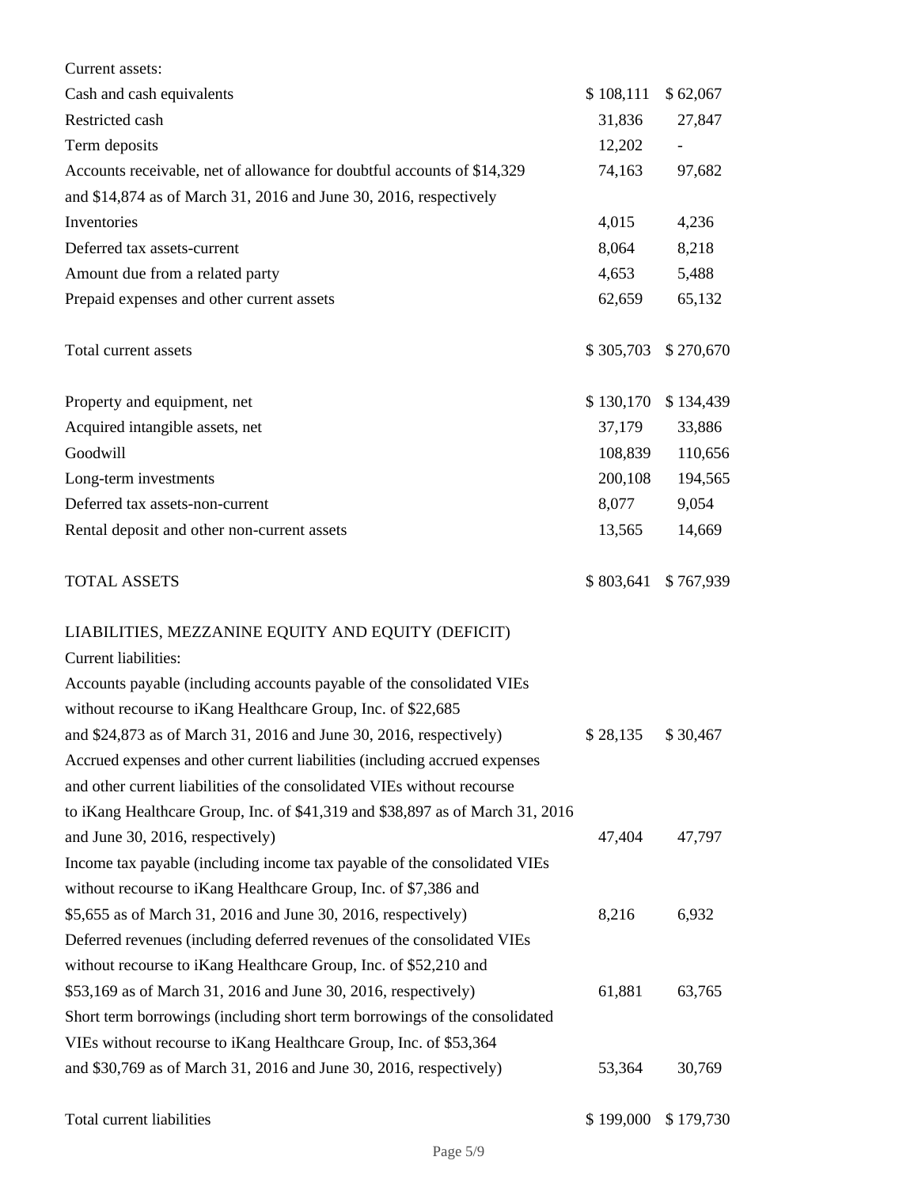| | | |
|---|---|---|
| Current assets: | | |
| Cash and cash equivalents | $ 108,111 | $ 62,067 |
| Restricted cash | 31,836 | 27,847 |
| Term deposits | 12,202 | - |
| Accounts receivable, net of allowance for doubtful accounts of $14,329 and $14,874 as of March 31, 2016 and June 30, 2016, respectively | 74,163 | 97,682 |
| Inventories | 4,015 | 4,236 |
| Deferred tax assets-current | 8,064 | 8,218 |
| Amount due from a related party | 4,653 | 5,488 |
| Prepaid expenses and other current assets | 62,659 | 65,132 |
| Total current assets | $ 305,703 | $ 270,670 |
| Property and equipment, net | $ 130,170 | $ 134,439 |
| Acquired intangible assets, net | 37,179 | 33,886 |
| Goodwill | 108,839 | 110,656 |
| Long-term investments | 200,108 | 194,565 |
| Deferred tax assets-non-current | 8,077 | 9,054 |
| Rental deposit and other non-current assets | 13,565 | 14,669 |
| TOTAL ASSETS | $ 803,641 | $ 767,939 |
| LIABILITIES, MEZZANINE EQUITY AND EQUITY (DEFICIT) | | |
| Current liabilities: | | |
| Accounts payable (including accounts payable of the consolidated VIEs without recourse to iKang Healthcare Group, Inc. of $22,685 and $24,873 as of March 31, 2016 and June 30, 2016, respectively) | $ 28,135 | $ 30,467 |
| Accrued expenses and other current liabilities (including accrued expenses and other current liabilities of the consolidated VIEs without recourse to iKang Healthcare Group, Inc. of $41,319 and $38,897 as of March 31, 2016 and June 30, 2016, respectively) | 47,404 | 47,797 |
| Income tax payable (including income tax payable of the consolidated VIEs without recourse to iKang Healthcare Group, Inc. of $7,386 and $5,655 as of March 31, 2016 and June 30, 2016, respectively) | 8,216 | 6,932 |
| Deferred revenues (including deferred revenues of the consolidated VIEs without recourse to iKang Healthcare Group, Inc. of $52,210 and $53,169 as of March 31, 2016 and June 30, 2016, respectively) | 61,881 | 63,765 |
| Short term borrowings (including short term borrowings of the consolidated VIEs without recourse to iKang Healthcare Group, Inc. of $53,364 and $30,769 as of March 31, 2016 and June 30, 2016, respectively) | 53,364 | 30,769 |
| Total current liabilities | $ 199,000 | $ 179,730 |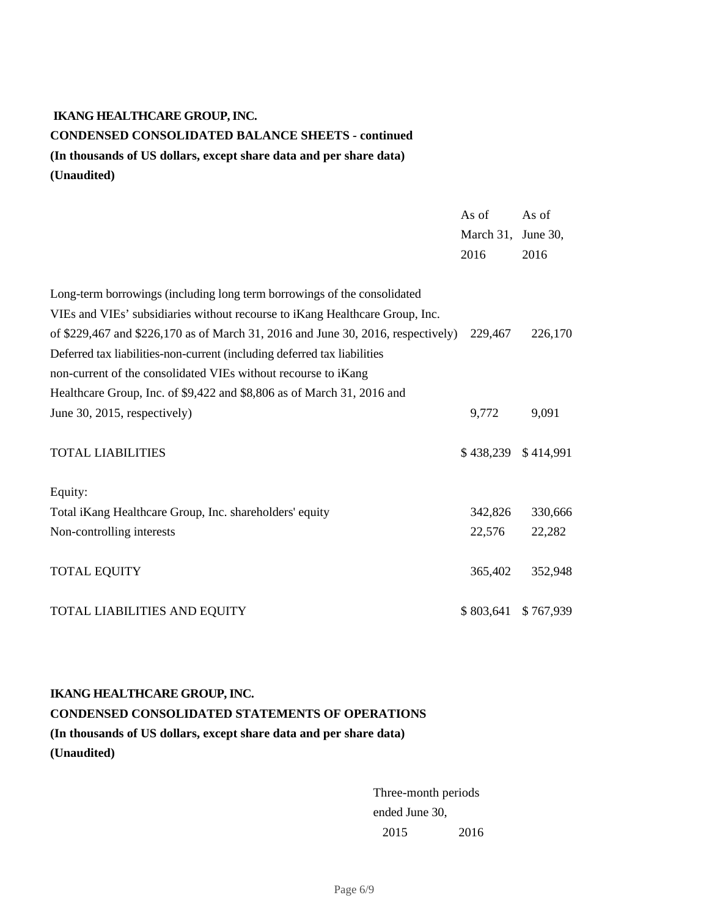**IKANG HEALTHCARE GROUP, INC.**

**CONDENSED CONSOLIDATED BALANCE SHEETS - continued**

**(In thousands of US dollars, except share data and per share data)**

**(Unaudited)**

| | As of March 31, 2016 | As of June 30, 2016 |
|---|---|---|
| Long-term borrowings (including long term borrowings of the consolidated VIEs and VIEs' subsidiaries without recourse to iKang Healthcare Group, Inc. of $229,467 and $226,170 as of March 31, 2016 and June 30, 2016, respectively) | 229,467 | 226,170 |
| Deferred tax liabilities-non-current (including deferred tax liabilities non-current of the consolidated VIEs without recourse to iKang Healthcare Group, Inc. of $9,422 and $8,806 as of March 31, 2016 and June 30, 2015, respectively) | 9,772 | 9,091 |
| TOTAL LIABILITIES | $ 438,239 | $ 414,991 |
| Equity: | | |
| Total iKang Healthcare Group, Inc. shareholders' equity | 342,826 | 330,666 |
| Non-controlling interests | 22,576 | 22,282 |
| TOTAL EQUITY | 365,402 | 352,948 |
| TOTAL LIABILITIES AND EQUITY | $ 803,641 | $ 767,939 |

**IKANG HEALTHCARE GROUP, INC.**

**CONDENSED CONSOLIDATED STATEMENTS OF OPERATIONS**

**(In thousands of US dollars, except share data and per share data)**

**(Unaudited)**

| | Three-month periods ended June 30, | |
|---|---|---|
| | 2015 | 2016 |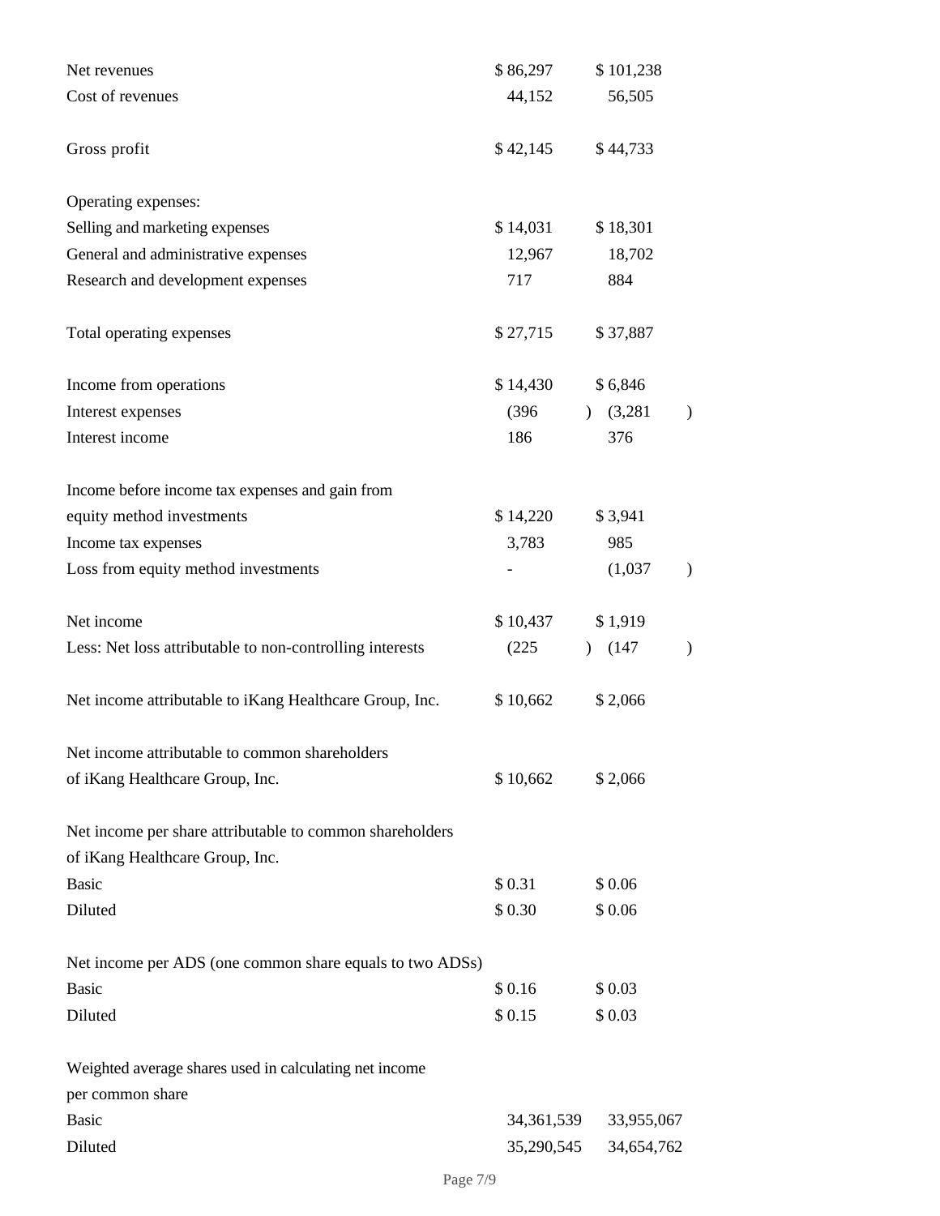| | | |
|---|---|---|
| Net revenues | $ 86,297 | $ 101,238 |
| Cost of revenues | 44,152 | 56,505 |
| Gross profit | $ 42,145 | $ 44,733 |
| Operating expenses: | | |
| Selling and marketing expenses | $ 14,031 | $ 18,301 |
| General and administrative expenses | 12,967 | 18,702 |
| Research and development expenses | 717 | 884 |
| Total operating expenses | $ 27,715 | $ 37,887 |
| Income from operations | $ 14,430 | $ 6,846 |
| Interest expenses | (396 ) | (3,281 ) |
| Interest income | 186 | 376 |
| Income before income tax expenses and gain from equity method investments | $ 14,220 | $ 3,941 |
| Income tax expenses | 3,783 | 985 |
| Loss from equity method investments | - | (1,037 ) |
| Net income | $ 10,437 | $ 1,919 |
| Less: Net loss attributable to non-controlling interests | (225 ) | (147 ) |
| Net income attributable to iKang Healthcare Group, Inc. | $ 10,662 | $ 2,066 |
| Net income attributable to common shareholders of iKang Healthcare Group, Inc. | $ 10,662 | $ 2,066 |
| Net income per share attributable to common shareholders of iKang Healthcare Group, Inc. | | |
| Basic | $ 0.31 | $ 0.06 |
| Diluted | $ 0.30 | $ 0.06 |
| Net income per ADS (one common share equals to two ADSs) | | |
| Basic | $ 0.16 | $ 0.03 |
| Diluted | $ 0.15 | $ 0.03 |
| Weighted average shares used in calculating net income per common share | | |
| Basic | 34,361,539 | 33,955,067 |
| Diluted | 35,290,545 | 34,654,762 |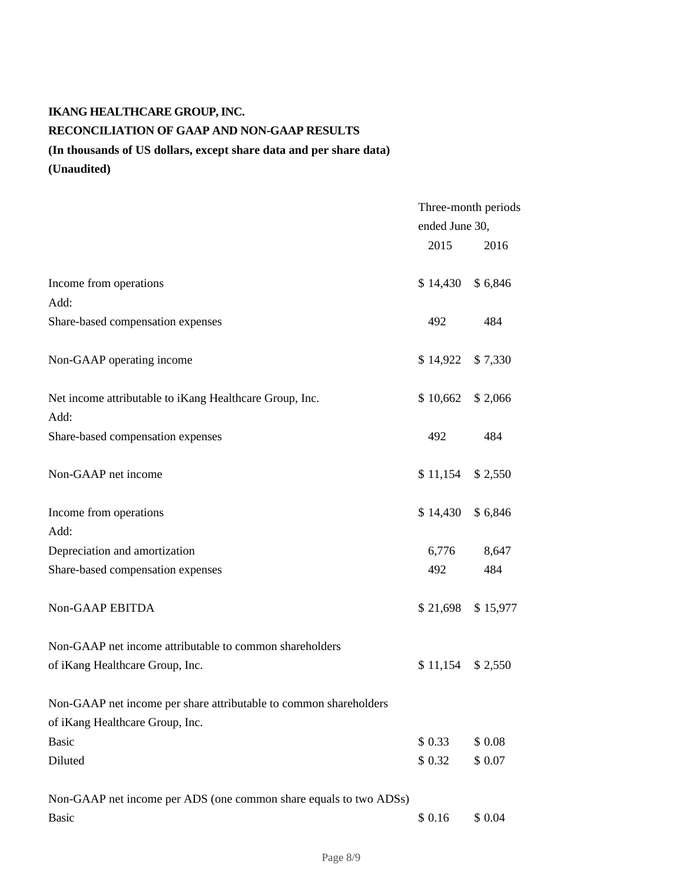**IKANG HEALTHCARE GROUP, INC.**

**RECONCILIATION OF GAAP AND NON-GAAP RESULTS**

**(In thousands of US dollars, except share data and per share data)**

**(Unaudited)**

| | Three-month periods ended June 30, | |
|---|---|---|
| | 2015 | 2016 |
| Income from operations | $ 14,430 | $ 6,846 |
| Add: | | |
| Share-based compensation expenses | 492 | 484 |
| Non-GAAP operating income | $ 14,922 | $ 7,330 |
| Net income attributable to iKang Healthcare Group, Inc. | $ 10,662 | $ 2,066 |
| Add: | | |
| Share-based compensation expenses | 492 | 484 |
| Non-GAAP net income | $ 11,154 | $ 2,550 |
| Income from operations | $ 14,430 | $ 6,846 |
| Add: | | |
| Depreciation and amortization | 6,776 | 8,647 |
| Share-based compensation expenses | 492 | 484 |
| Non-GAAP EBITDA | $ 21,698 | $ 15,977 |
| Non-GAAP net income attributable to common shareholders of iKang Healthcare Group, Inc. | $ 11,154 | $ 2,550 |
| Non-GAAP net income per share attributable to common shareholders of iKang Healthcare Group, Inc. | | |
| Basic | $ 0.33 | $ 0.08 |
| Diluted | $ 0.32 | $ 0.07 |
| Non-GAAP net income per ADS (one common share equals to two ADSs) | | |
| Basic | $ 0.16 | $ 0.04 |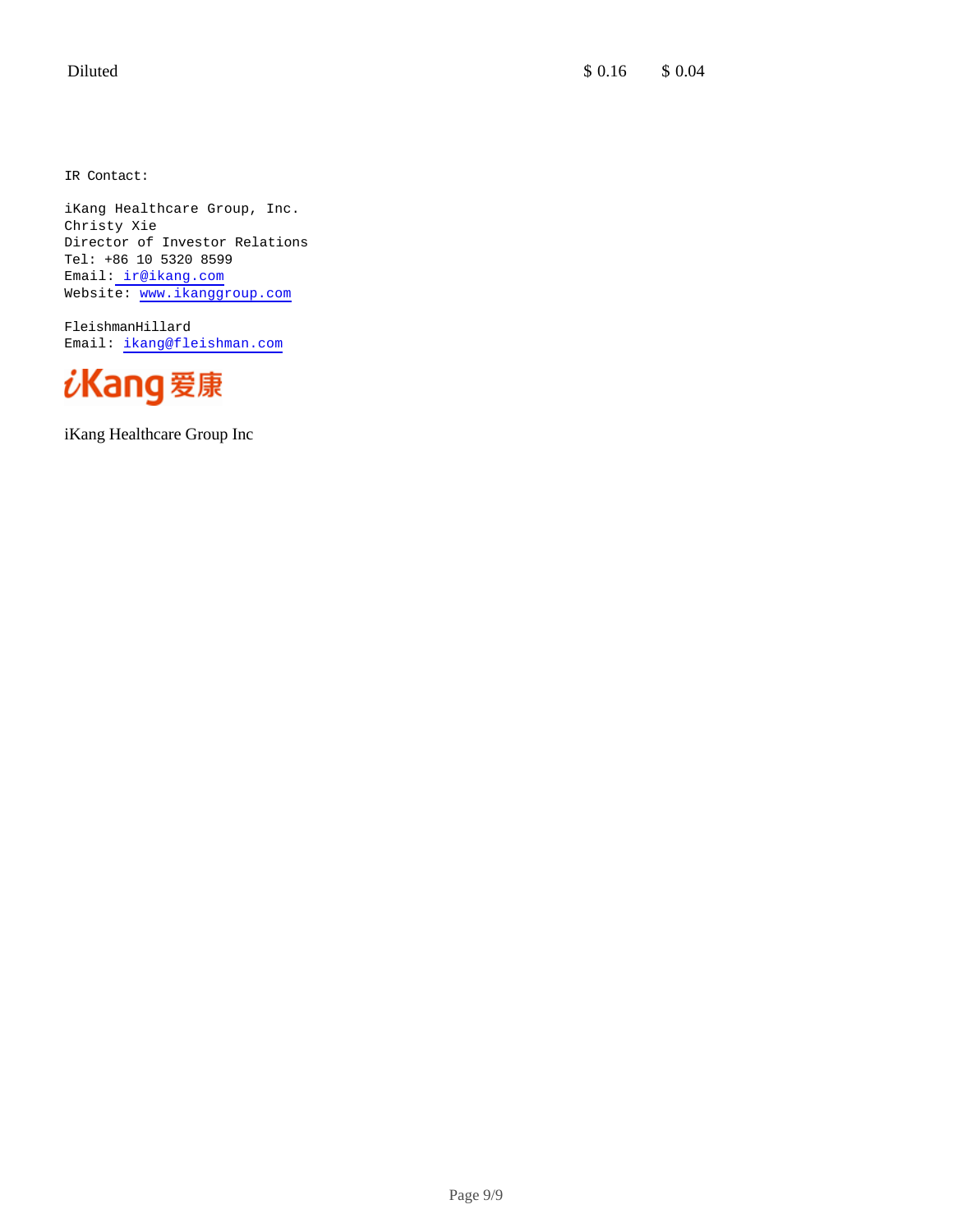| | | |
|---|---|---|
| Diluted | $ 0.16 | $ 0.04 |

IR Contact:

iKang Healthcare Group, Inc.
Christy Xie
Director of Investor Relations
Tel: +86 10 5320 8599
Email: ir@ikang.com
Website: www.ikanggroup.com

FleishmanHillard
Email: ikang@fleishman.com

iKang 爱康

iKang Healthcare Group Inc